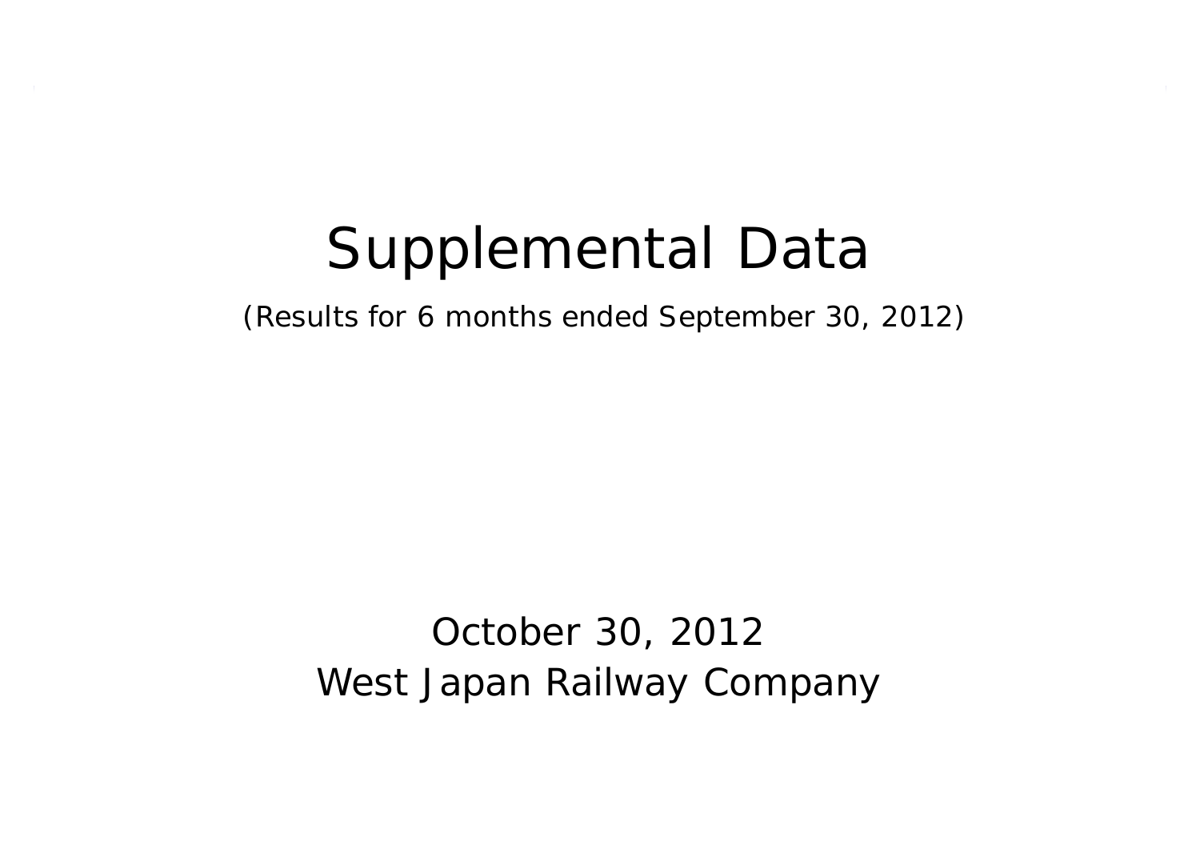# Supplemental Data

(Results for 6 months ended September 30, 2012)

October 30, 2012

West Japan Railway Company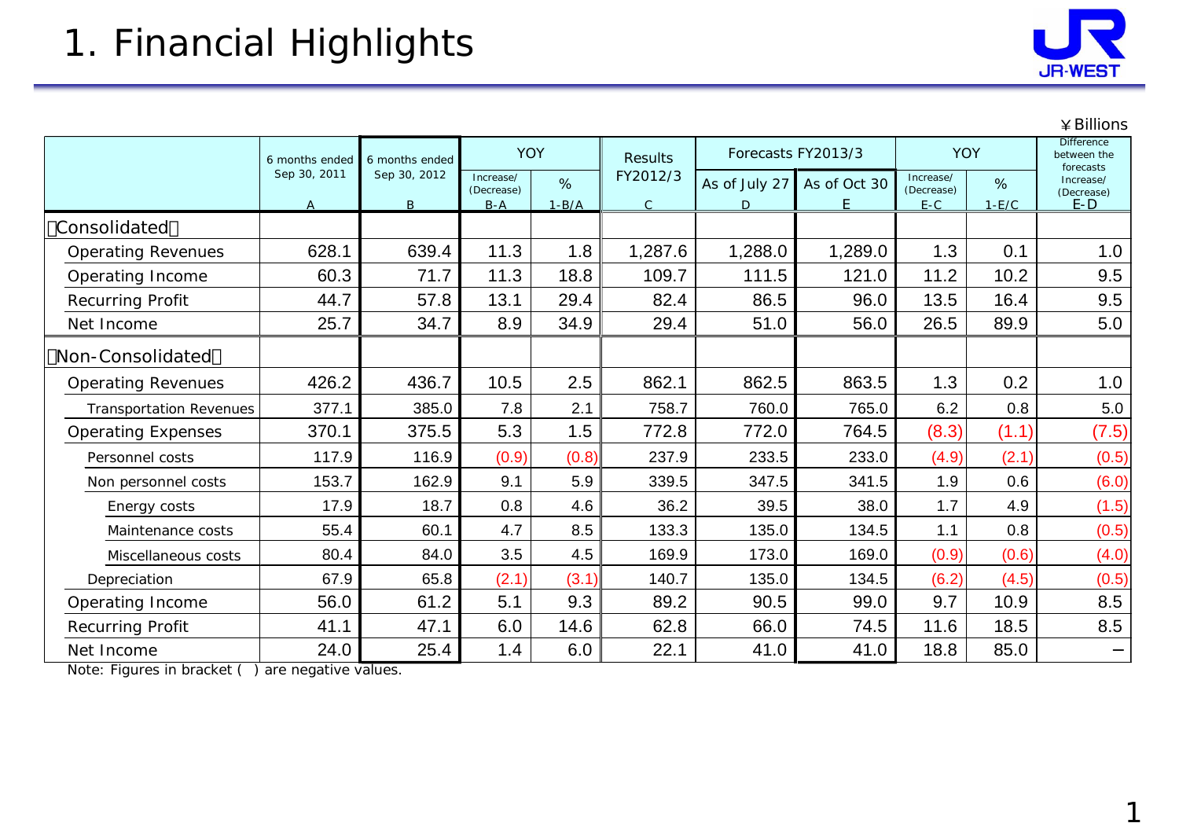# 1. Financial Highlights

¥Billions

| | 6 months ended Sep 30, 2011 | 6 months ended Sep 30, 2012 | YOY | | Results FY2012/3 | Forecasts FY2013/3 | | YOY | | Difference between the forecasts |
|---|---|---|---|---|---|---|---|---|---|---|
| | | | Increase/ (Decrease) | % | | As of July 27 | As of Oct 30 | Increase/ (Decrease) | % | Increase/ (Decrease) |
| | A | B | B-A | 1-B/A | C | D | E | E-C | 1-E/C | E-D |
| 【Consolidated】 | | | | | | | | | | |
| Operating Revenues | 628.1 | 639.4 | 11.3 | 1.8 | 1,287.6 | 1,288.0 | 1,289.0 | 1.3 | 0.1 | 1.0 |
| Operating Income | 60.3 | 71.7 | 11.3 | 18.8 | 109.7 | 111.5 | 121.0 | 11.2 | 10.2 | 9.5 |
| Recurring Profit | 44.7 | 57.8 | 13.1 | 29.4 | 82.4 | 86.5 | 96.0 | 13.5 | 16.4 | 9.5 |
| Net Income | 25.7 | 34.7 | 8.9 | 34.9 | 29.4 | 51.0 | 56.0 | 26.5 | 89.9 | 5.0 |
| 【Non-Consolidated】 | | | | | | | | | | |
| Operating Revenues | 426.2 | 436.7 | 10.5 | 2.5 | 862.1 | 862.5 | 863.5 | 1.3 | 0.2 | 1.0 |
| Transportation Revenues | 377.1 | 385.0 | 7.8 | 2.1 | 758.7 | 760.0 | 765.0 | 6.2 | 0.8 | 5.0 |
| Operating Expenses | 370.1 | 375.5 | 5.3 | 1.5 | 772.8 | 772.0 | 764.5 | (8.3) | (1.1) | (7.5) |
| Personnel costs | 117.9 | 116.9 | (0.9) | (0.8) | 237.9 | 233.5 | 233.0 | (4.9) | (2.1) | (0.5) |
| Non personnel costs | 153.7 | 162.9 | 9.1 | 5.9 | 339.5 | 347.5 | 341.5 | 1.9 | 0.6 | (6.0) |
| Energy costs | 17.9 | 18.7 | 0.8 | 4.6 | 36.2 | 39.5 | 38.0 | 1.7 | 4.9 | (1.5) |
| Maintenance costs | 55.4 | 60.1 | 4.7 | 8.5 | 133.3 | 135.0 | 134.5 | 1.1 | 0.8 | (0.5) |
| Miscellaneous costs | 80.4 | 84.0 | 3.5 | 4.5 | 169.9 | 173.0 | 169.0 | (0.9) | (0.6) | (4.0) |
| Depreciation | 67.9 | 65.8 | (2.1) | (3.1) | 140.7 | 135.0 | 134.5 | (6.2) | (4.5) | (0.5) |
| Operating Income | 56.0 | 61.2 | 5.1 | 9.3 | 89.2 | 90.5 | 99.0 | 9.7 | 10.9 | 8.5 |
| Recurring Profit | 41.1 | 47.1 | 6.0 | 14.6 | 62.8 | 66.0 | 74.5 | 11.6 | 18.5 | 8.5 |
| Net Income | 24.0 | 25.4 | 1.4 | 6.0 | 22.1 | 41.0 | 41.0 | 18.8 | 85.0 | − |

Note: Figures in bracket ( ) are negative values.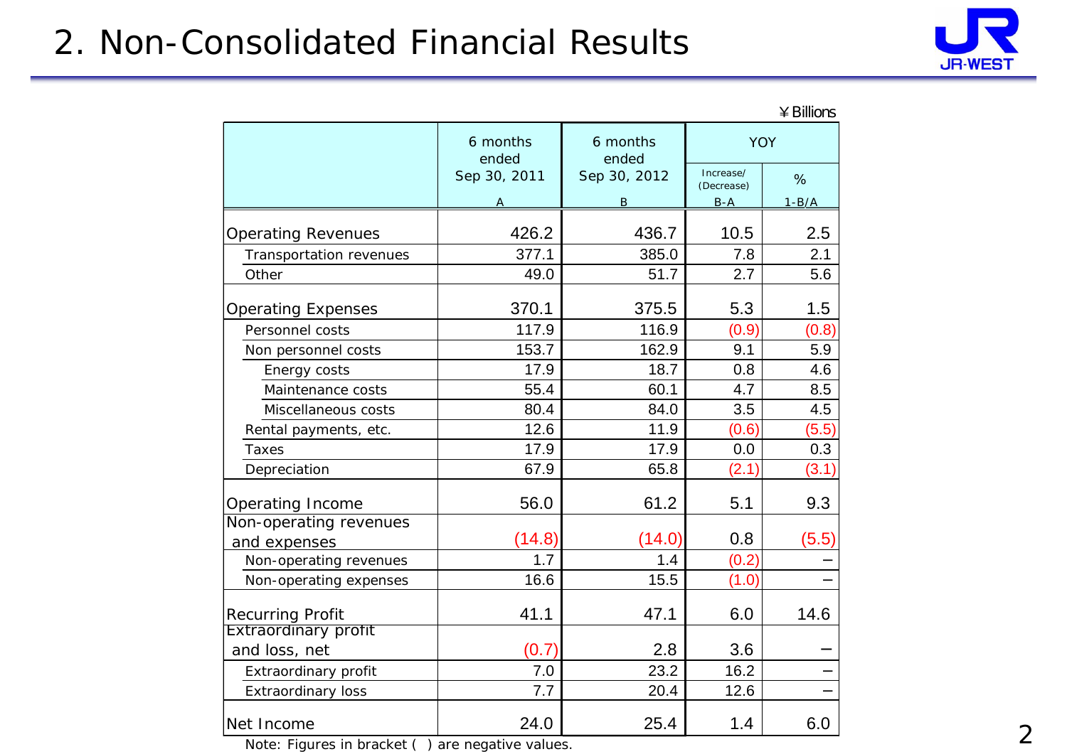# 2. Non-Consolidated Financial Results

¥Billions

| | 6 months ended Sep 30, 2011<br>A | 6 months ended Sep 30, 2012<br>B | YOY | |
|---|---|---|---|---|
| | | | Increase/ (Decrease)<br>B-A | %<br>1-B/A |
| Operating Revenues | 426.2 | 436.7 | 10.5 | 2.5 |
| Transportation revenues | 377.1 | 385.0 | 7.8 | 2.1 |
| Other | 49.0 | 51.7 | 2.7 | 5.6 |
| Operating Expenses | 370.1 | 375.5 | 5.3 | 1.5 |
| Personnel costs | 117.9 | 116.9 | (0.9) | (0.8) |
| Non personnel costs | 153.7 | 162.9 | 9.1 | 5.9 |
| Energy costs | 17.9 | 18.7 | 0.8 | 4.6 |
| Maintenance costs | 55.4 | 60.1 | 4.7 | 8.5 |
| Miscellaneous costs | 80.4 | 84.0 | 3.5 | 4.5 |
| Rental payments, etc. | 12.6 | 11.9 | (0.6) | (5.5) |
| Taxes | 17.9 | 17.9 | 0.0 | 0.3 |
| Depreciation | 67.9 | 65.8 | (2.1) | (3.1) |
| Operating Income | 56.0 | 61.2 | 5.1 | 9.3 |
| Non-operating revenues and expenses | (14.8) | (14.0) | 0.8 | (5.5) |
| Non-operating revenues | 1.7 | 1.4 | (0.2) | − |
| Non-operating expenses | 16.6 | 15.5 | (1.0) | − |
| Recurring Profit | 41.1 | 47.1 | 6.0 | 14.6 |
| Extraordinary profit and loss, net | (0.7) | 2.8 | 3.6 | − |
| Extraordinary profit | 7.0 | 23.2 | 16.2 | − |
| Extraordinary loss | 7.7 | 20.4 | 12.6 | − |
| Net Income | 24.0 | 25.4 | 1.4 | 6.0 |

Note: Figures in bracket ( ) are negative values.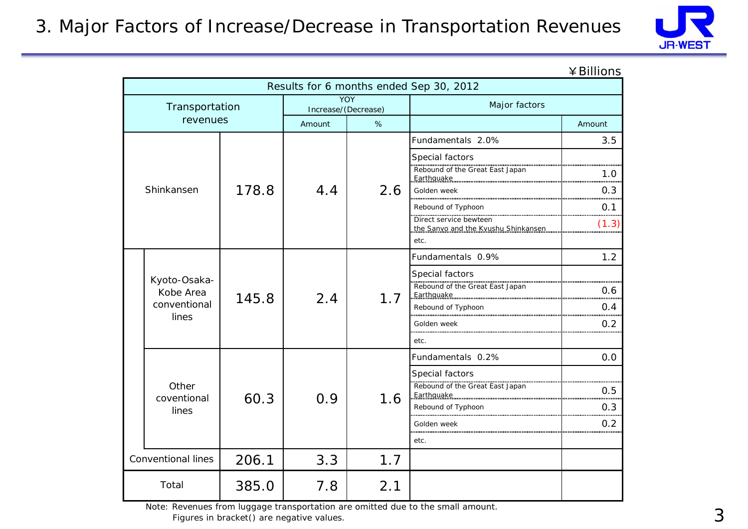# 3. Major Factors of Increase/Decrease in Transportation Revenues

¥Billions

| Results for 6 months ended Sep 30, 2012 | | | | | | |
|---|---|---|---|---|---|---|
| Transportation revenues | | | YOY Increase/(Decrease) | | Major factors | |
| | | | Amount | % | | Amount |
| Shinkansen | | 178.8 | 4.4 | 2.6 | Fundamentals 2.0% | 3.5 |
| | | | | | Special factors | |
| | | | | | Rebound of the Great East Japan Earthquake | 1.0 |
| | | | | | Golden week | 0.3 |
| | | | | | Rebound of Typhoon | 0.1 |
| | | | | | Direct service bewteen the Sanyo and the Kyushu Shinkansen | (1.3) |
| | | | | | etc. | |
| | Kyoto-Osaka-Kobe Area conventional lines | 145.8 | 2.4 | 1.7 | Fundamentals 0.9% | 1.2 |
| | | | | | Special factors | |
| | | | | | Rebound of the Great East Japan Earthquake | 0.6 |
| | | | | | Rebound of Typhoon | 0.4 |
| | | | | | Golden week | 0.2 |
| | | | | | etc. | |
| | Other coventional lines | 60.3 | 0.9 | 1.6 | Fundamentals 0.2% | 0.0 |
| | | | | | Special factors | |
| | | | | | Rebound of the Great East Japan Earthquake | 0.5 |
| | | | | | Rebound of Typhoon | 0.3 |
| | | | | | Golden week | 0.2 |
| | | | | | etc. | |
| Conventional lines | | 206.1 | 3.3 | 1.7 | | |
| Total | | 385.0 | 7.8 | 2.1 | | |

Note: Revenues from luggage transportation are omitted due to the small amount.
Figures in bracket() are negative values.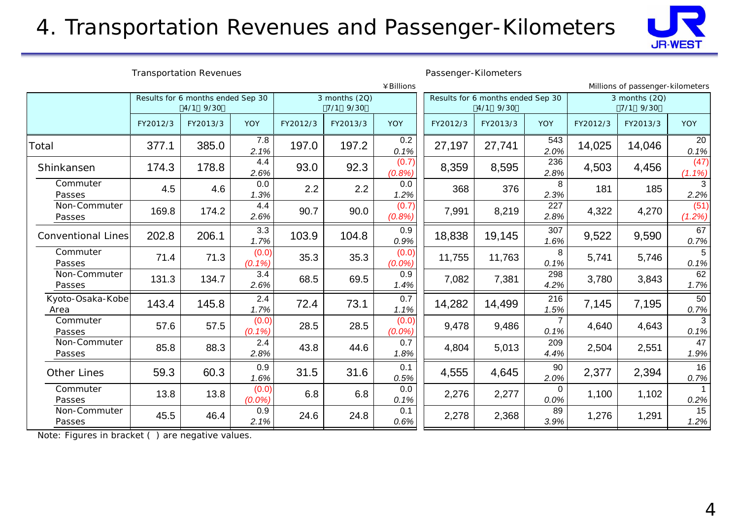# 4. Transportation Revenues and Passenger-Kilometers

Transportation Revenues

¥Billions

| | Results for 6 months ended Sep 30 (4/1～9/30) | | | 3 months (2Q) (7/1～9/30) | | |
|---|---|---|---|---|---|---|
| | FY2012/3 | FY2013/3 | YOY | FY2012/3 | FY2013/3 | YOY |
| Total | 377.1 | 385.0 | 7.8 *2.1%* | 197.0 | 197.2 | 0.2 *0.1%* |
| Shinkansen | 174.3 | 178.8 | 4.4 *2.6%* | 93.0 | 92.3 | (0.7) *(0.8%)* |
| Commuter Passes | 4.5 | 4.6 | 0.0 *1.3%* | 2.2 | 2.2 | 0.0 *1.2%* |
| Non-Commuter Passes | 169.8 | 174.2 | 4.4 *2.6%* | 90.7 | 90.0 | (0.7) *(0.8%)* |
| Conventional Lines | 202.8 | 206.1 | 3.3 *1.7%* | 103.9 | 104.8 | 0.9 *0.9%* |
| Commuter Passes | 71.4 | 71.3 | (0.0) *(0.1%)* | 35.3 | 35.3 | (0.0) *(0.0%)* |
| Non-Commuter Passes | 131.3 | 134.7 | 3.4 *2.6%* | 68.5 | 69.5 | 0.9 *1.4%* |
| Kyoto-Osaka-Kobe Area | 143.4 | 145.8 | 2.4 *1.7%* | 72.4 | 73.1 | 0.7 *1.1%* |
| Commuter Passes | 57.6 | 57.5 | (0.0) *(0.1%)* | 28.5 | 28.5 | (0.0) *(0.0%)* |
| Non-Commuter Passes | 85.8 | 88.3 | 2.4 *2.8%* | 43.8 | 44.6 | 0.7 *1.8%* |
| Other Lines | 59.3 | 60.3 | 0.9 *1.6%* | 31.5 | 31.6 | 0.1 *0.5%* |
| Commuter Passes | 13.8 | 13.8 | (0.0) *(0.0%)* | 6.8 | 6.8 | 0.0 *0.1%* |
| Non-Commuter Passes | 45.5 | 46.4 | 0.9 *2.1%* | 24.6 | 24.8 | 0.1 *0.6%* |

Passenger-Kilometers

Millions of passenger-kilometers

| | Results for 6 months ended Sep 30 (4/1～9/30) | | | 3 months (2Q) (7/1～9/30) | | |
|---|---|---|---|---|---|---|
| | FY2012/3 | FY2013/3 | YOY | FY2012/3 | FY2013/3 | YOY |
| Total | 27,197 | 27,741 | 543 *2.0%* | 14,025 | 14,046 | 20 *0.1%* |
| Shinkansen | 8,359 | 8,595 | 236 *2.8%* | 4,503 | 4,456 | (47) *(1.1%)* |
| Commuter Passes | 368 | 376 | 8 *2.3%* | 181 | 185 | 3 *2.2%* |
| Non-Commuter Passes | 7,991 | 8,219 | 227 *2.8%* | 4,322 | 4,270 | (51) *(1.2%)* |
| Conventional Lines | 18,838 | 19,145 | 307 *1.6%* | 9,522 | 9,590 | 67 *0.7%* |
| Commuter Passes | 11,755 | 11,763 | 8 *0.1%* | 5,741 | 5,746 | 5 *0.1%* |
| Non-Commuter Passes | 7,082 | 7,381 | 298 *4.2%* | 3,780 | 3,843 | 62 *1.7%* |
| Kyoto-Osaka-Kobe Area | 14,282 | 14,499 | 216 *1.5%* | 7,145 | 7,195 | 50 *0.7%* |
| Commuter Passes | 9,478 | 9,486 | 7 *0.1%* | 4,640 | 4,643 | 3 *0.1%* |
| Non-Commuter Passes | 4,804 | 5,013 | 209 *4.4%* | 2,504 | 2,551 | 47 *1.9%* |
| Other Lines | 4,555 | 4,645 | 90 *2.0%* | 2,377 | 2,394 | 16 *0.7%* |
| Commuter Passes | 2,276 | 2,277 | 0 *0.0%* | 1,100 | 1,102 | 1 *0.2%* |
| Non-Commuter Passes | 2,278 | 2,368 | 89 *3.9%* | 1,276 | 1,291 | 15 *1.2%* |

Note: Figures in bracket ( ) are negative values.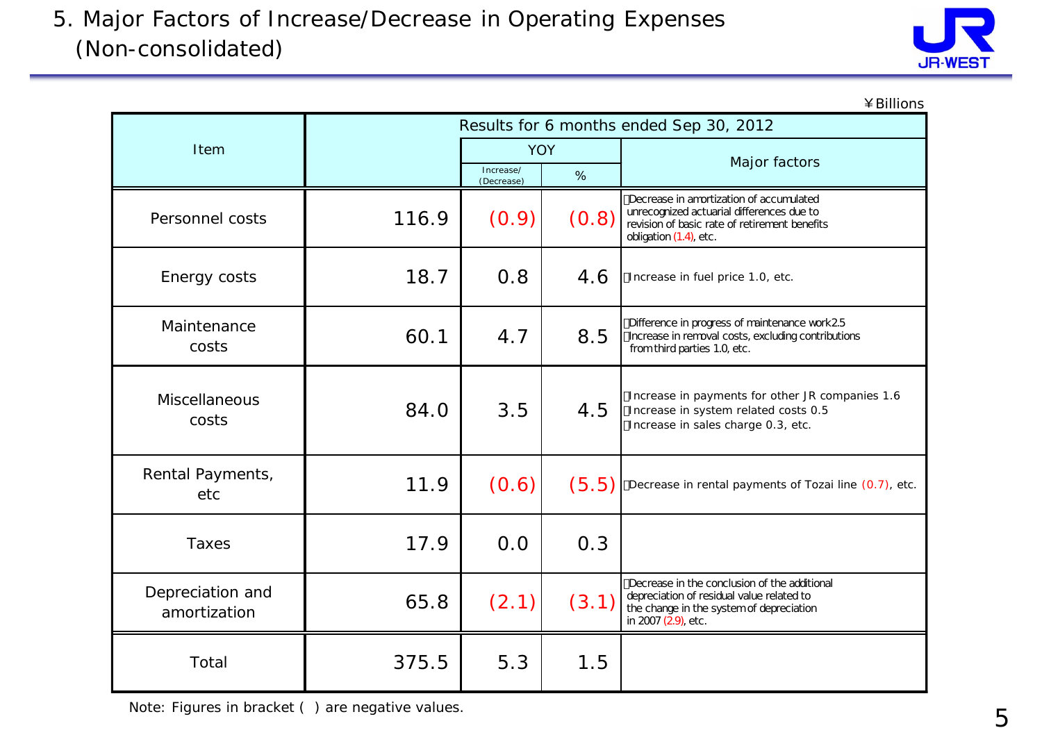# 5. Major Factors of Increase/Decrease in Operating Expenses (Non-consolidated)

¥Billions

| Item | Results for 6 months ended Sep 30, 2012 | | | |
|---|---|---|---|---|
| | | YOY | | Major factors |
| | | Increase/ (Decrease) | % | |
| Personnel costs | 116.9 | (0.9) | (0.8) | Decrease in amortization of accumulated unrecognized actuarial differences due to revision of basic rate of retirement benefits obligation (1.4), etc. |
| Energy costs | 18.7 | 0.8 | 4.6 | Increase in fuel price 1.0, etc. |
| Maintenance costs | 60.1 | 4.7 | 8.5 | Difference in progress of maintenance work 2.5<br>Increase in removal costs, excluding contributions from third parties 1.0, etc. |
| Miscellaneous costs | 84.0 | 3.5 | 4.5 | Increase in payments for other JR companies 1.6<br>Increase in system related costs 0.5<br>Increase in sales charge 0.3, etc. |
| Rental Payments, etc | 11.9 | (0.6) | (5.5) | Decrease in rental payments of Tozai line (0.7), etc. |
| Taxes | 17.9 | 0.0 | 0.3 | |
| Depreciation and amortization | 65.8 | (2.1) | (3.1) | Decrease in the conclusion of the additional depreciation of residual value related to the change in the system of depreciation in 2007 (2.9), etc. |
| Total | 375.5 | 5.3 | 1.5 | |

Note: Figures in bracket ( ) are negative values.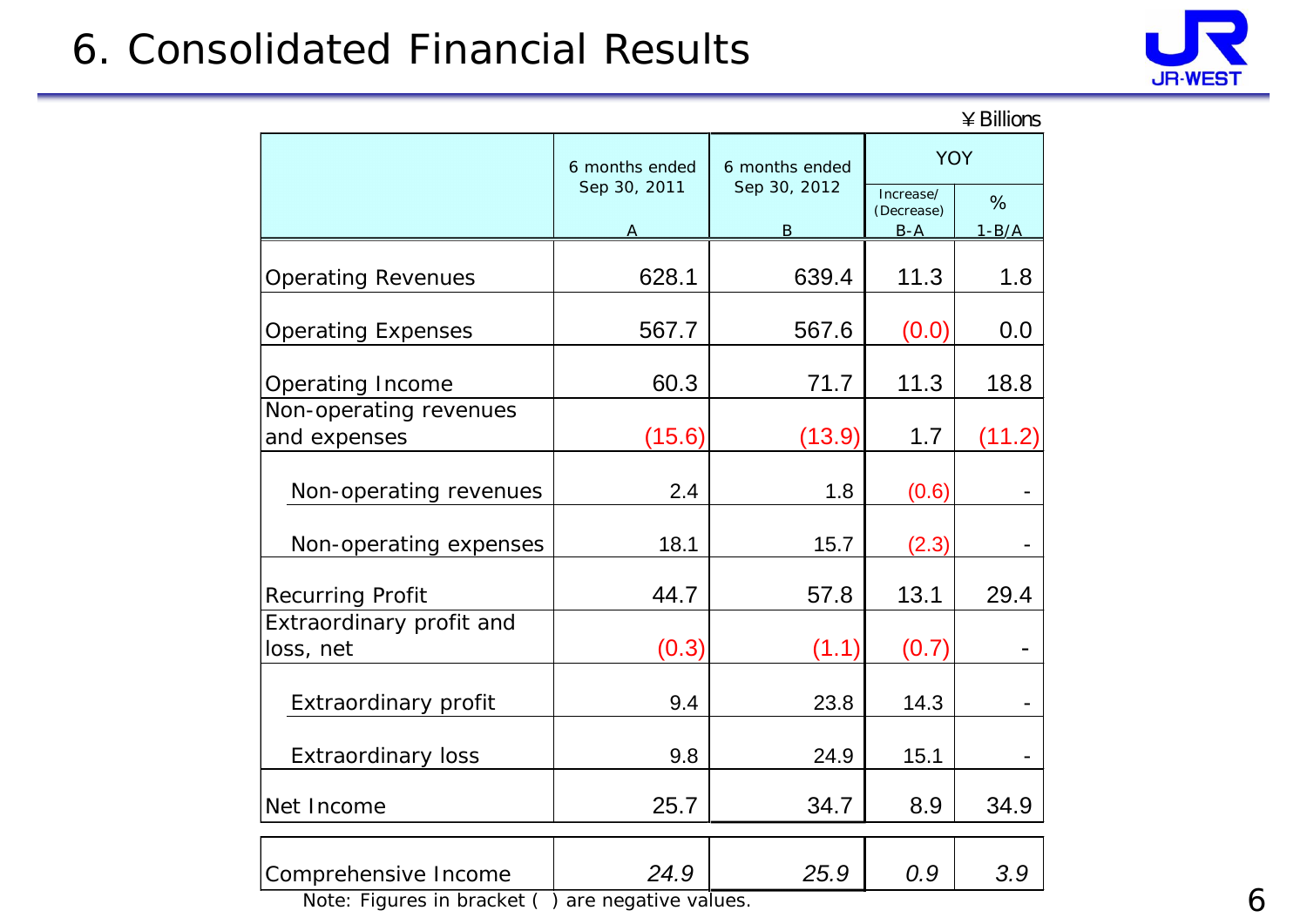# 6. Consolidated Financial Results

¥Billions

| | 6 months ended Sep 30, 2011 A | 6 months ended Sep 30, 2012 B | YOY Increase/ (Decrease) B-A | YOY % 1-B/A |
|---|---|---|---|---|
| Operating Revenues | 628.1 | 639.4 | 11.3 | 1.8 |
| Operating Expenses | 567.7 | 567.6 | (0.0) | 0.0 |
| Operating Income | 60.3 | 71.7 | 11.3 | 18.8 |
| Non-operating revenues and expenses | (15.6) | (13.9) | 1.7 | (11.2) |
| Non-operating revenues | 2.4 | 1.8 | (0.6) | - |
| Non-operating expenses | 18.1 | 15.7 | (2.3) | - |
| Recurring Profit | 44.7 | 57.8 | 13.1 | 29.4 |
| Extraordinary profit and loss, net | (0.3) | (1.1) | (0.7) | - |
| Extraordinary profit | 9.4 | 23.8 | 14.3 | - |
| Extraordinary loss | 9.8 | 24.9 | 15.1 | - |
| Net Income | 25.7 | 34.7 | 8.9 | 34.9 |
| Comprehensive Income | *24.9* | *25.9* | *0.9* | *3.9* |

Note: Figures in bracket ( ) are negative values.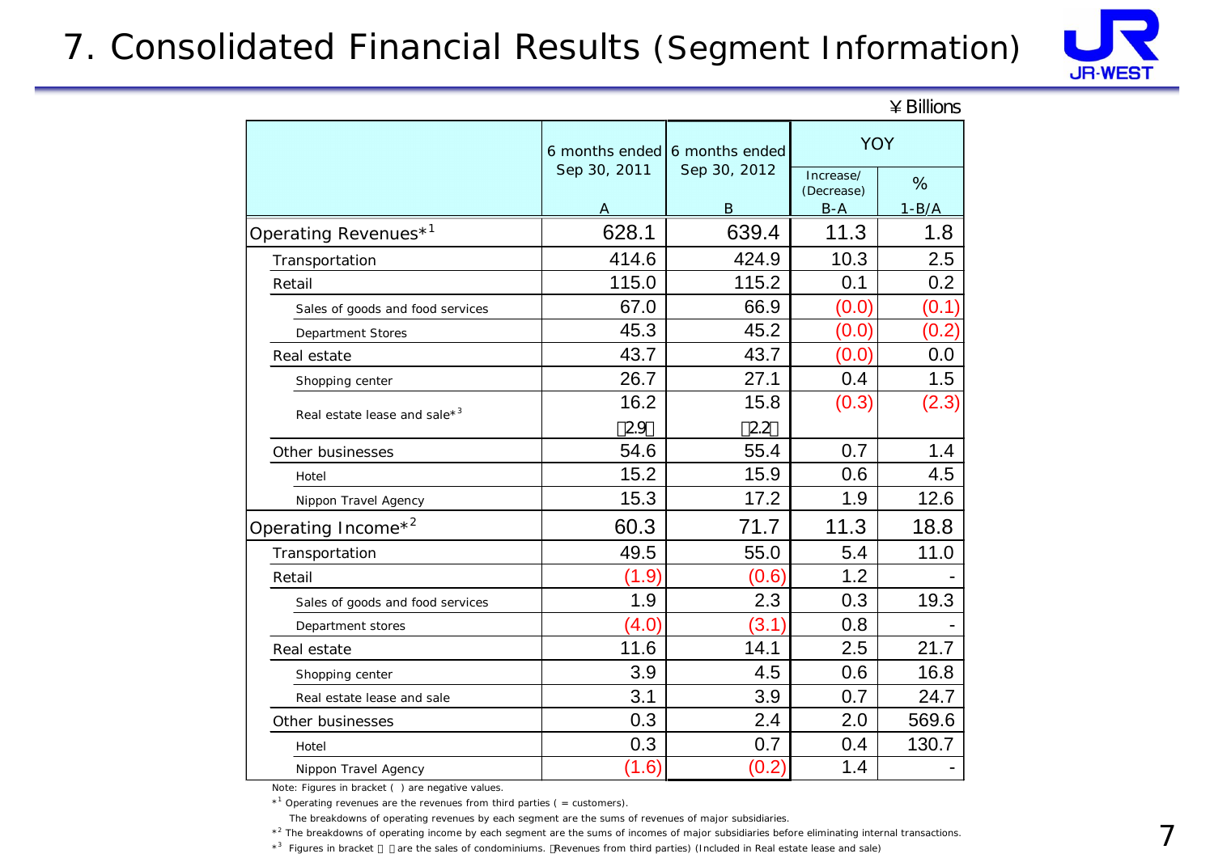# 7. Consolidated Financial Results (Segment Information)

¥Billions

| | 6 months ended Sep 30, 2011 | 6 months ended Sep 30, 2012 | YOY | |
|---|---|---|---|---|
| | | | Increase/ (Decrease) | % |
| | A | B | B-A | 1-B/A |
| Operating Revenues*[1] | 628.1 | 639.4 | 11.3 | 1.8 |
| Transportation | 414.6 | 424.9 | 10.3 | 2.5 |
| Retail | 115.0 | 115.2 | 0.1 | 0.2 |
| Sales of goods and food services | 67.0 | 66.9 | (0.0) | (0.1) |
| Department Stores | 45.3 | 45.2 | (0.0) | (0.2) |
| Real estate | 43.7 | 43.7 | (0.0) | 0.0 |
| Shopping center | 26.7 | 27.1 | 0.4 | 1.5 |
| Real estate lease and sale*[3] | 16.2 【2.9】 | 15.8 【2.2】 | (0.3) | (2.3) |
| Other businesses | 54.6 | 55.4 | 0.7 | 1.4 |
| Hotel | 15.2 | 15.9 | 0.6 | 4.5 |
| Nippon Travel Agency | 15.3 | 17.2 | 1.9 | 12.6 |
| Operating Income*[2] | 60.3 | 71.7 | 11.3 | 18.8 |
| Transportation | 49.5 | 55.0 | 5.4 | 11.0 |
| Retail | (1.9) | (0.6) | 1.2 | - |
| Sales of goods and food services | 1.9 | 2.3 | 0.3 | 19.3 |
| Department stores | (4.0) | (3.1) | 0.8 | - |
| Real estate | 11.6 | 14.1 | 2.5 | 21.7 |
| Shopping center | 3.9 | 4.5 | 0.6 | 16.8 |
| Real estate lease and sale | 3.1 | 3.9 | 0.7 | 24.7 |
| Other businesses | 0.3 | 2.4 | 2.0 | 569.6 |
| Hotel | 0.3 | 0.7 | 0.4 | 130.7 |
| Nippon Travel Agency | (1.6) | (0.2) | 1.4 | - |

Note: Figures in bracket ( ) are negative values.

*[1] Operating revenues are the revenues from third parties ( = customers).

The breakdowns of operating revenues by each segment are the sums of revenues of major subsidiaries.

*[2] The breakdowns of operating income by each segment are the sums of incomes of major subsidiaries before eliminating internal transactions.

*[3] Figures in bracket 【 】 are the sales of condominiums. (Revenues from third parties) (Included in Real estate lease and sale)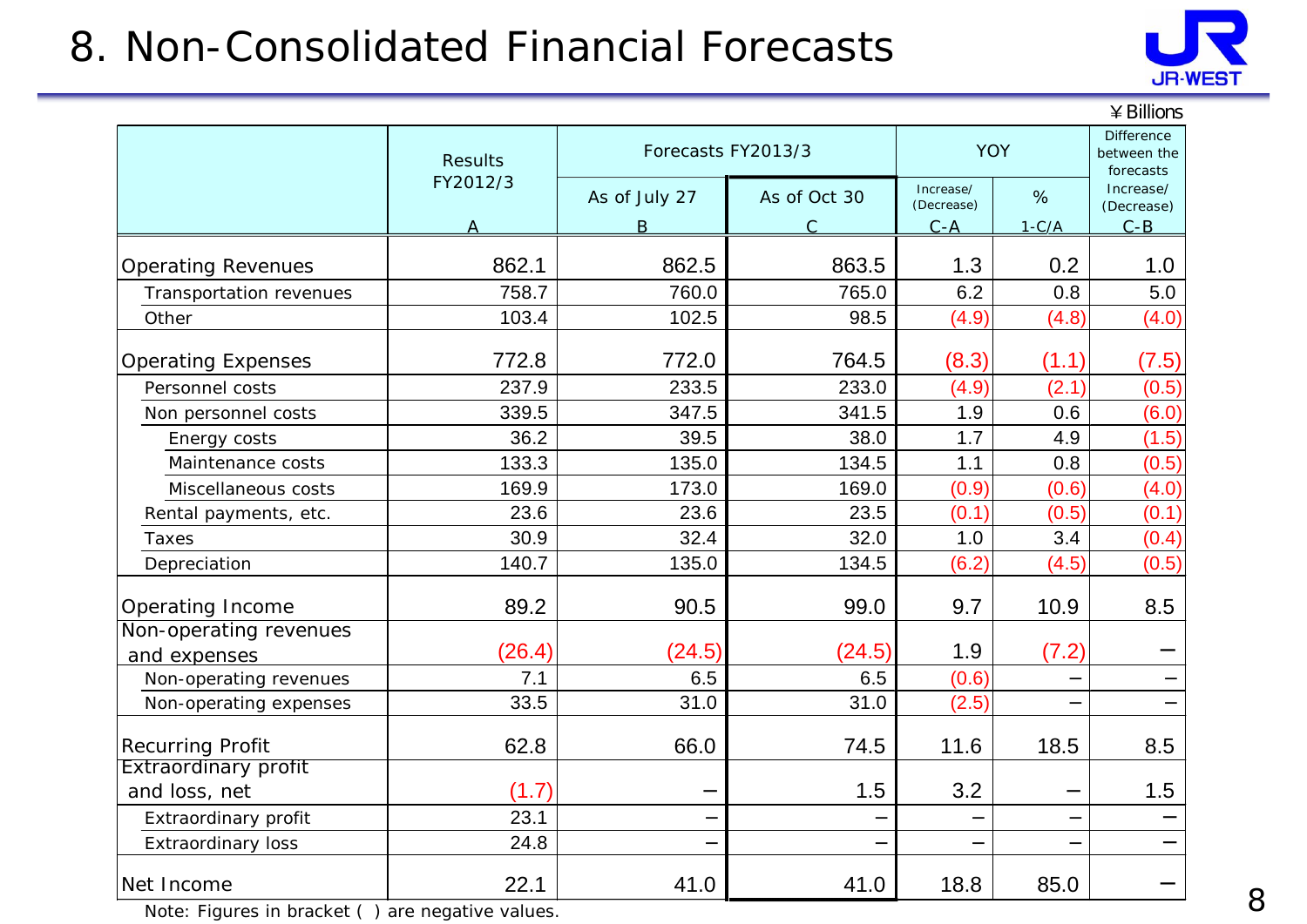# 8. Non-Consolidated Financial Forecasts

¥Billions

| | Results FY2012/3 | Forecasts FY2013/3 | | YOY | | Difference between the forecasts |
|---|---|---|---|---|---|---|
| | | As of July 27 | As of Oct 30 | Increase/ (Decrease) | % | Increase/ (Decrease) |
| | A | B | C | C-A | 1-C/A | C-B |
| Operating Revenues | 862.1 | 862.5 | 863.5 | 1.3 | 0.2 | 1.0 |
| Transportation revenues | 758.7 | 760.0 | 765.0 | 6.2 | 0.8 | 5.0 |
| Other | 103.4 | 102.5 | 98.5 | (4.9) | (4.8) | (4.0) |
| Operating Expenses | 772.8 | 772.0 | 764.5 | (8.3) | (1.1) | (7.5) |
| Personnel costs | 237.9 | 233.5 | 233.0 | (4.9) | (2.1) | (0.5) |
| Non personnel costs | 339.5 | 347.5 | 341.5 | 1.9 | 0.6 | (6.0) |
| Energy costs | 36.2 | 39.5 | 38.0 | 1.7 | 4.9 | (1.5) |
| Maintenance costs | 133.3 | 135.0 | 134.5 | 1.1 | 0.8 | (0.5) |
| Miscellaneous costs | 169.9 | 173.0 | 169.0 | (0.9) | (0.6) | (4.0) |
| Rental payments, etc. | 23.6 | 23.6 | 23.5 | (0.1) | (0.5) | (0.1) |
| Taxes | 30.9 | 32.4 | 32.0 | 1.0 | 3.4 | (0.4) |
| Depreciation | 140.7 | 135.0 | 134.5 | (6.2) | (4.5) | (0.5) |
| Operating Income | 89.2 | 90.5 | 99.0 | 9.7 | 10.9 | 8.5 |
| Non-operating revenues and expenses | (26.4) | (24.5) | (24.5) | 1.9 | (7.2) | − |
| Non-operating revenues | 7.1 | 6.5 | 6.5 | (0.6) | − | − |
| Non-operating expenses | 33.5 | 31.0 | 31.0 | (2.5) | − | − |
| Recurring Profit | 62.8 | 66.0 | 74.5 | 11.6 | 18.5 | 8.5 |
| Extraordinary profit and loss, net | (1.7) | − | 1.5 | 3.2 | − | 1.5 |
| Extraordinary profit | 23.1 | − | − | − | − | − |
| Extraordinary loss | 24.8 | − | − | − | − | − |
| Net Income | 22.1 | 41.0 | 41.0 | 18.8 | 85.0 | − |

Note: Figures in bracket ( ) are negative values.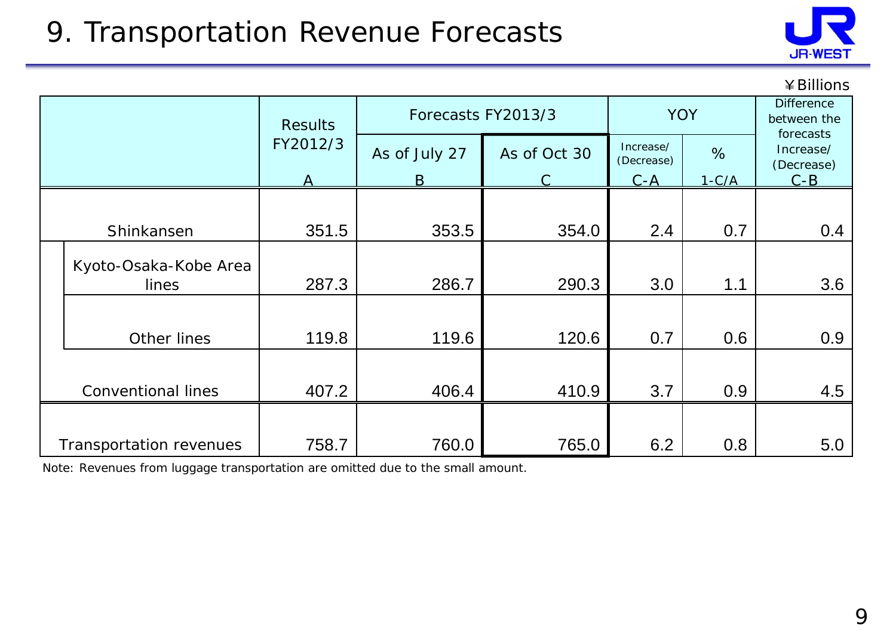# 9. Transportation Revenue Forecasts

¥Billions

| | Results FY2012/3 | Forecasts FY2013/3 | | YOY | | Difference between the forecasts |
|---|---|---|---|---|---|---|
| | | As of July 27 | As of Oct 30 | Increase/ (Decrease) | % | Increase/ (Decrease) |
| | A | B | C | C-A | 1-C/A | C-B |
| Shinkansen | 351.5 | 353.5 | 354.0 | 2.4 | 0.7 | 0.4 |
| Kyoto-Osaka-Kobe Area lines | 287.3 | 286.7 | 290.3 | 3.0 | 1.1 | 3.6 |
| Other lines | 119.8 | 119.6 | 120.6 | 0.7 | 0.6 | 0.9 |
| Conventional lines | 407.2 | 406.4 | 410.9 | 3.7 | 0.9 | 4.5 |
| Transportation revenues | 758.7 | 760.0 | 765.0 | 6.2 | 0.8 | 5.0 |

Note: Revenues from luggage transportation are omitted due to the small amount.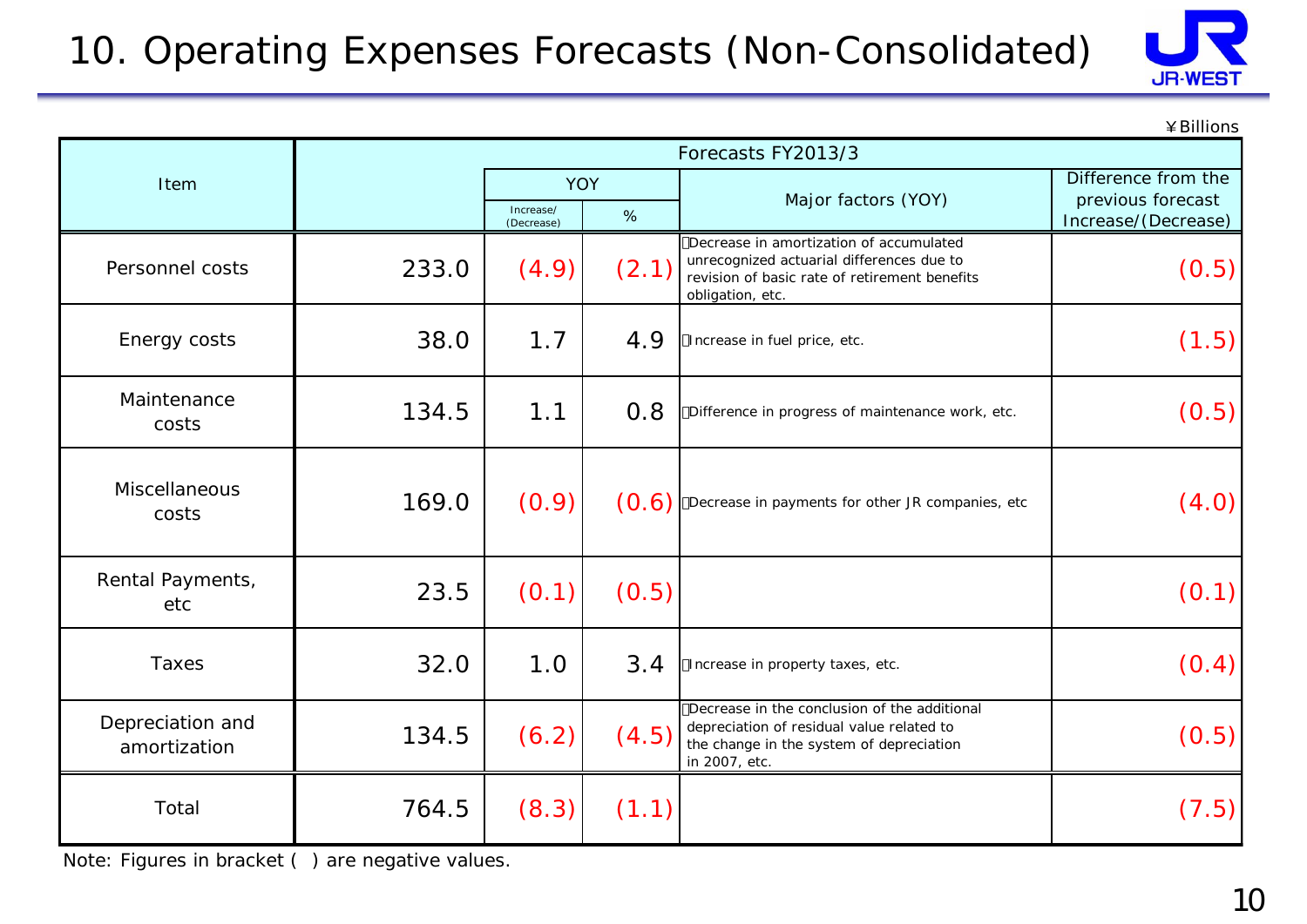# 10. Operating Expenses Forecasts (Non-Consolidated)

¥Billions

| Item | Forecasts FY2013/3 | | | | |
|---|---|---|---|---|---|
| | | YOY | | Major factors (YOY) | Difference from the previous forecast Increase/(Decrease) |
| | | Increase/ (Decrease) | % | | |
| Personnel costs | 233.0 | (4.9) | (2.1) | Decrease in amortization of accumulated unrecognized actuarial differences due to revision of basic rate of retirement benefits obligation, etc. | (0.5) |
| Energy costs | 38.0 | 1.7 | 4.9 | Increase in fuel price, etc. | (1.5) |
| Maintenance costs | 134.5 | 1.1 | 0.8 | Difference in progress of maintenance work, etc. | (0.5) |
| Miscellaneous costs | 169.0 | (0.9) | (0.6) | Decrease in payments for other JR companies, etc | (4.0) |
| Rental Payments, etc | 23.5 | (0.1) | (0.5) | | (0.1) |
| Taxes | 32.0 | 1.0 | 3.4 | Increase in property taxes, etc. | (0.4) |
| Depreciation and amortization | 134.5 | (6.2) | (4.5) | Decrease in the conclusion of the additional depreciation of residual value related to the change in the system of depreciation in 2007, etc. | (0.5) |
| Total | 764.5 | (8.3) | (1.1) | | (7.5) |

Note: Figures in bracket ( ) are negative values.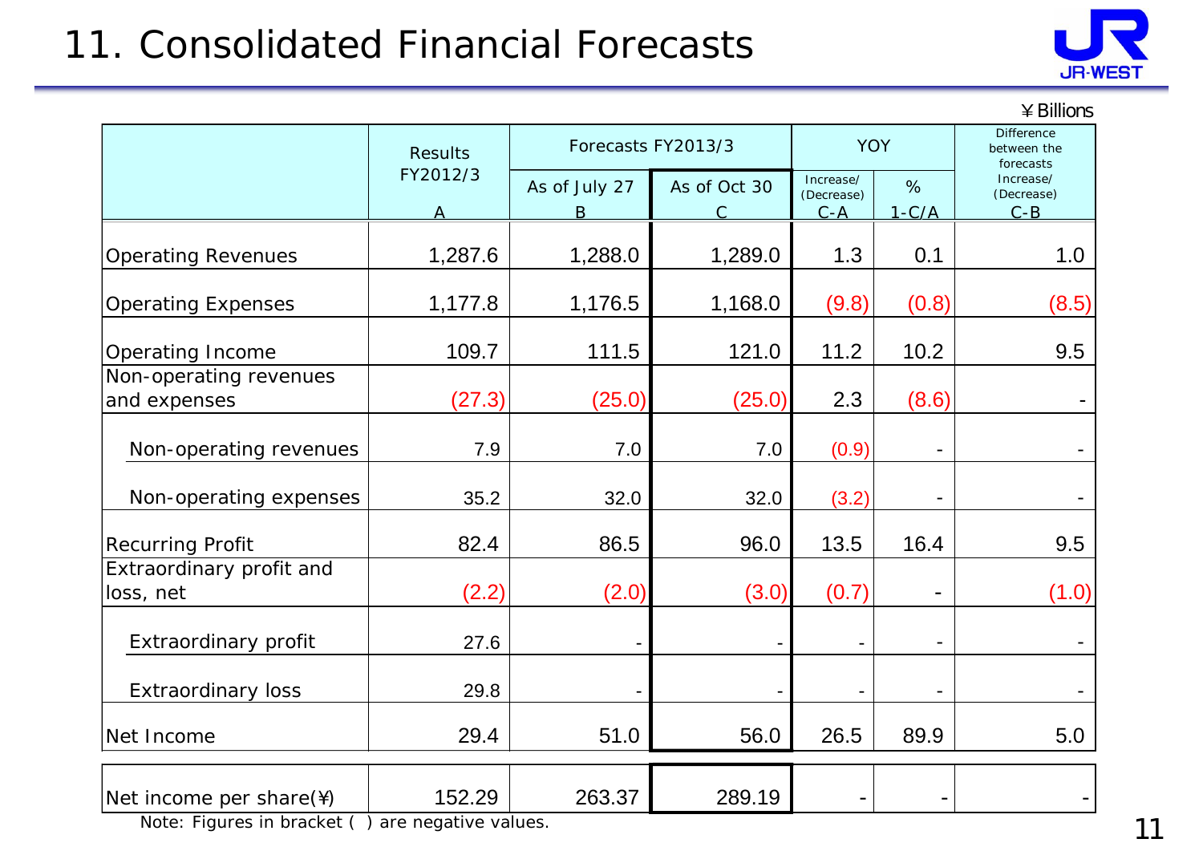# 11. Consolidated Financial Forecasts

¥Billions

| | Results FY2012/3 | Forecasts FY2013/3 | | YOY | | Difference between the forecasts |
|---|---|---|---|---|---|---|
| | A | As of July 27<br>B | As of Oct 30<br>C | Increase/ (Decrease)<br>C-A | %<br>1-C/A | Increase/ (Decrease)<br>C-B |
| Operating Revenues | 1,287.6 | 1,288.0 | 1,289.0 | 1.3 | 0.1 | 1.0 |
| Operating Expenses | 1,177.8 | 1,176.5 | 1,168.0 | (9.8) | (0.8) | (8.5) |
| Operating Income | 109.7 | 111.5 | 121.0 | 11.2 | 10.2 | 9.5 |
| Non-operating revenues and expenses | (27.3) | (25.0) | (25.0) | 2.3 | (8.6) | - |
| Non-operating revenues | 7.9 | 7.0 | 7.0 | (0.9) | - | - |
| Non-operating expenses | 35.2 | 32.0 | 32.0 | (3.2) | - | - |
| Recurring Profit | 82.4 | 86.5 | 96.0 | 13.5 | 16.4 | 9.5 |
| Extraordinary profit and loss, net | (2.2) | (2.0) | (3.0) | (0.7) | - | (1.0) |
| Extraordinary profit | 27.6 | - | - | - | - | - |
| Extraordinary loss | 29.8 | - | - | - | - | - |
| Net Income | 29.4 | 51.0 | 56.0 | 26.5 | 89.9 | 5.0 |
| Net income per share(¥) | 152.29 | 263.37 | 289.19 | - | - | - |

Note: Figures in bracket ( ) are negative values.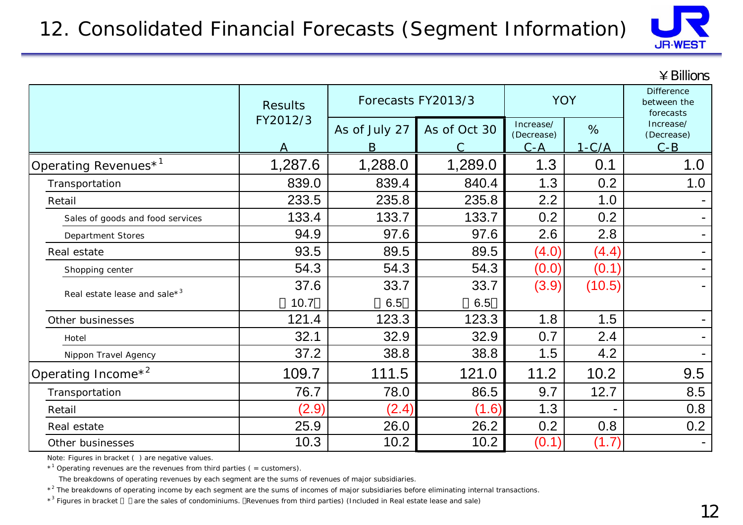# 12. Consolidated Financial Forecasts (Segment Information)

¥Billions

| | Results FY2012/3 | Forecasts FY2013/3 | | YOY | | Difference between the forecasts |
|---|---|---|---|---|---|---|
| | | As of July 27 | As of Oct 30 | Increase/ (Decrease) | % | Increase/ (Decrease) |
| | A | B | C | C-A | 1-C/A | C-B |
| Operating Revenues*[1] | 1,287.6 | 1,288.0 | 1,289.0 | 1.3 | 0.1 | 1.0 |
| Transportation | 839.0 | 839.4 | 840.4 | 1.3 | 0.2 | 1.0 |
| Retail | 233.5 | 235.8 | 235.8 | 2.2 | 1.0 | - |
| Sales of goods and food services | 133.4 | 133.7 | 133.7 | 0.2 | 0.2 | - |
| Department Stores | 94.9 | 97.6 | 97.6 | 2.6 | 2.8 | - |
| Real estate | 93.5 | 89.5 | 89.5 | (4.0) | (4.4) | - |
| Shopping center | 54.3 | 54.3 | 54.3 | (0.0) | (0.1) | - |
| Real estate lease and sale*[3] | 37.6 | 33.7 | 33.7 | (3.9) | (10.5) | - |
| | 〔10.7〕 | 〔6.5〕 | 〔6.5〕 | | | |
| Other businesses | 121.4 | 123.3 | 123.3 | 1.8 | 1.5 | - |
| Hotel | 32.1 | 32.9 | 32.9 | 0.7 | 2.4 | - |
| Nippon Travel Agency | 37.2 | 38.8 | 38.8 | 1.5 | 4.2 | - |
| Operating Income*[2] | 109.7 | 111.5 | 121.0 | 11.2 | 10.2 | 9.5 |
| Transportation | 76.7 | 78.0 | 86.5 | 9.7 | 12.7 | 8.5 |
| Retail | (2.9) | (2.4) | (1.6) | 1.3 | - | 0.8 |
| Real estate | 25.9 | 26.0 | 26.2 | 0.2 | 0.8 | 0.2 |
| Other businesses | 10.3 | 10.2 | 10.2 | (0.1) | (1.7) | - |

Note: Figures in bracket ( ) are negative values.

*[1] Operating revenues are the revenues from third parties ( = customers).

The breakdowns of operating revenues by each segment are the sums of revenues of major subsidiaries.

*[2] The breakdowns of operating income by each segment are the sums of incomes of major subsidiaries before eliminating internal transactions.

*[3] Figures in bracket 〔 〕are the sales of condominiums. (Revenues from third parties) (Included in Real estate lease and sale)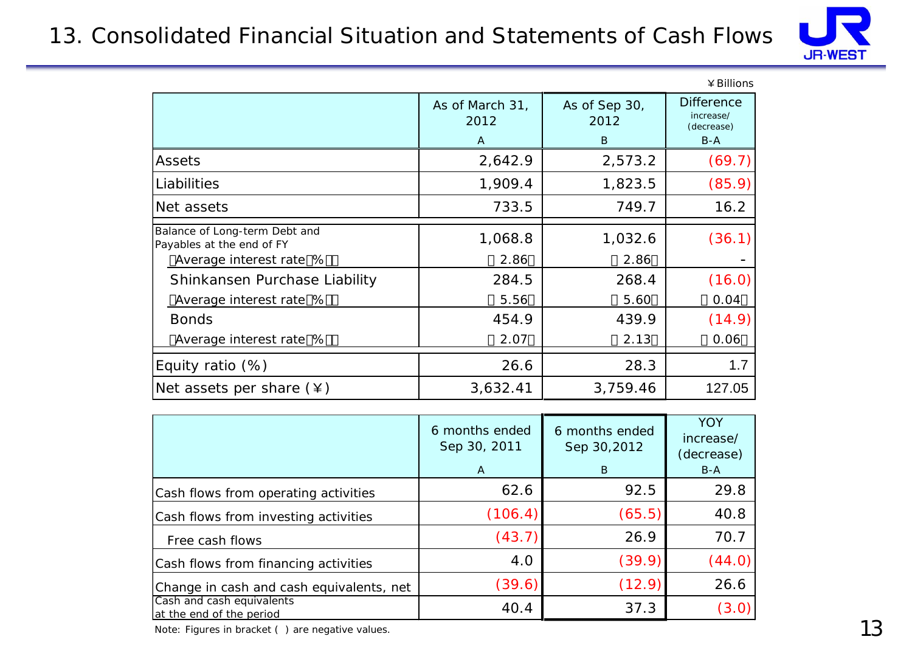# 13. Consolidated Financial Situation and Statements of Cash Flows

¥Billions

| | As of March 31, 2012 A | As of Sep 30, 2012 B | Difference increase/ (decrease) B-A |
|---|---|---|---|
| Assets | 2,642.9 | 2,573.2 | (69.7) |
| Liabilities | 1,909.4 | 1,823.5 | (85.9) |
| Net assets | 733.5 | 749.7 | 16.2 |
| Balance of Long-term Debt and Payables at the end of FY | 1,068.8 | 1,032.6 | (36.1) |
| (Average interest rate(%)) | (2.86) | (2.86) | - |
| Shinkansen Purchase Liability | 284.5 | 268.4 | (16.0) |
| (Average interest rate(%)) | (5.56) | (5.60) | (0.04) |
| Bonds | 454.9 | 439.9 | (14.9) |
| (Average interest rate(%)) | (2.07) | (2.13) | (0.06) |
| Equity ratio (%) | 26.6 | 28.3 | 1.7 |
| Net assets per share (¥) | 3,632.41 | 3,759.46 | 127.05 |

| | 6 months ended Sep 30, 2011 A | 6 months ended Sep 30,2012 B | YOY increase/ (decrease) B-A |
|---|---|---|---|
| Cash flows from operating activities | 62.6 | 92.5 | 29.8 |
| Cash flows from investing activities | (106.4) | (65.5) | 40.8 |
| Free cash flows | (43.7) | 26.9 | 70.7 |
| Cash flows from financing activities | 4.0 | (39.9) | (44.0) |
| Change in cash and cash equivalents, net | (39.6) | (12.9) | 26.6 |
| Cash and cash equivalents at the end of the period | 40.4 | 37.3 | (3.0) |

Note: Figures in bracket ( ) are negative values.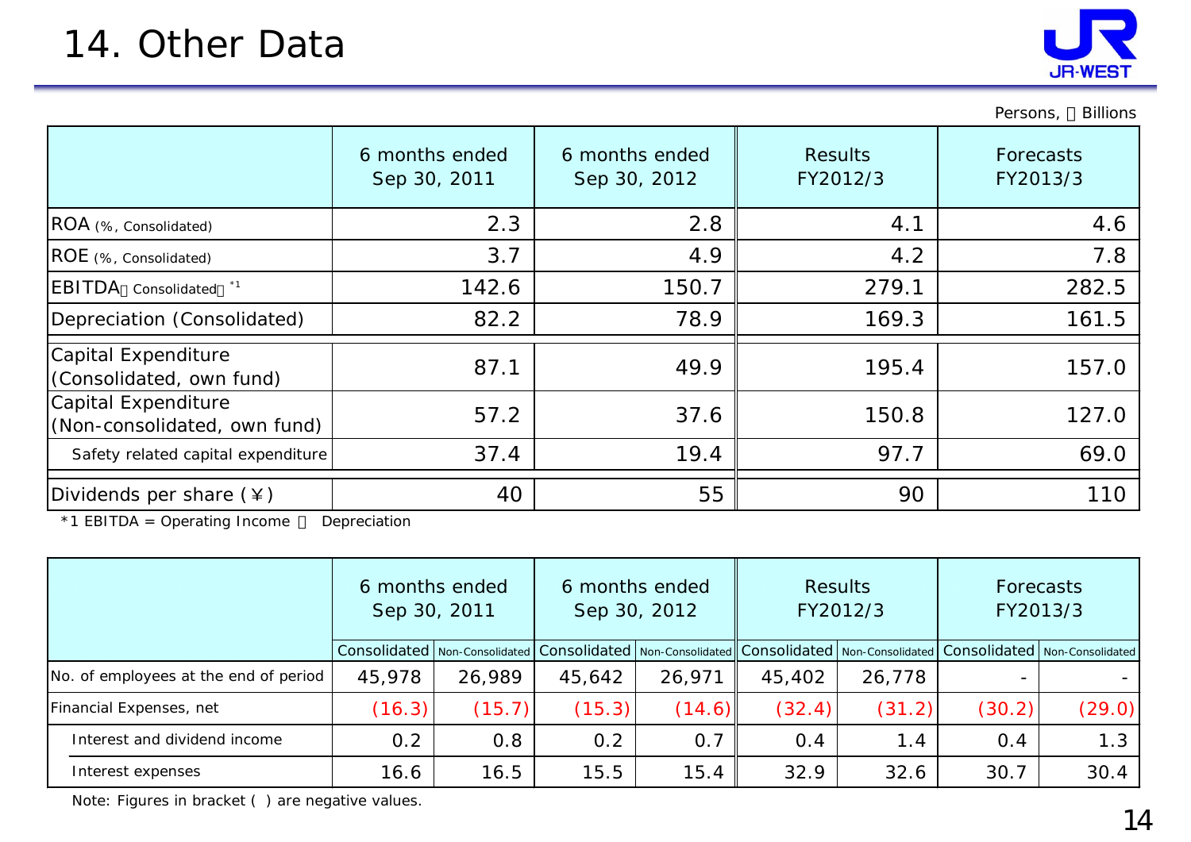# 14. Other Data

Persons, ￥ Billions

| | 6 months ended Sep 30, 2011 | 6 months ended Sep 30, 2012 | Results FY2012/3 | Forecasts FY2013/3 |
|---|---|---|---|---|
| ROA (%, Consolidated) | 2.3 | 2.8 | 4.1 | 4.6 |
| ROE (%, Consolidated) | 3.7 | 4.9 | 4.2 | 7.8 |
| EBITDA（Consolidated）*1 | 142.6 | 150.7 | 279.1 | 282.5 |
| Depreciation (Consolidated) | 82.2 | 78.9 | 169.3 | 161.5 |
| Capital Expenditure (Consolidated, own fund) | 87.1 | 49.9 | 195.4 | 157.0 |
| Capital Expenditure (Non-consolidated, own fund) | 57.2 | 37.6 | 150.8 | 127.0 |
| Safety related capital expenditure | 37.4 | 19.4 | 97.7 | 69.0 |
| Dividends per share (￥) | 40 | 55 | 90 | 110 |

*1 EBITDA = Operating Income ＋ Depreciation

| | 6 months ended Sep 30, 2011 | | 6 months ended Sep 30, 2012 | | Results FY2012/3 | | Forecasts FY2013/3 | |
|---|---|---|---|---|---|---|---|---|
| | Consolidated | Non-Consolidated | Consolidated | Non-Consolidated | Consolidated | Non-Consolidated | Consolidated | Non-Consolidated |
| No. of employees at the end of period | 45,978 | 26,989 | 45,642 | 26,971 | 45,402 | 26,778 | - | - |
| Financial Expenses, net | (16.3) | (15.7) | (15.3) | (14.6) | (32.4) | (31.2) | (30.2) | (29.0) |
| Interest and dividend income | 0.2 | 0.8 | 0.2 | 0.7 | 0.4 | 1.4 | 0.4 | 1.3 |
| Interest expenses | 16.6 | 16.5 | 15.5 | 15.4 | 32.9 | 32.6 | 30.7 | 30.4 |

Note: Figures in bracket ( ) are negative values.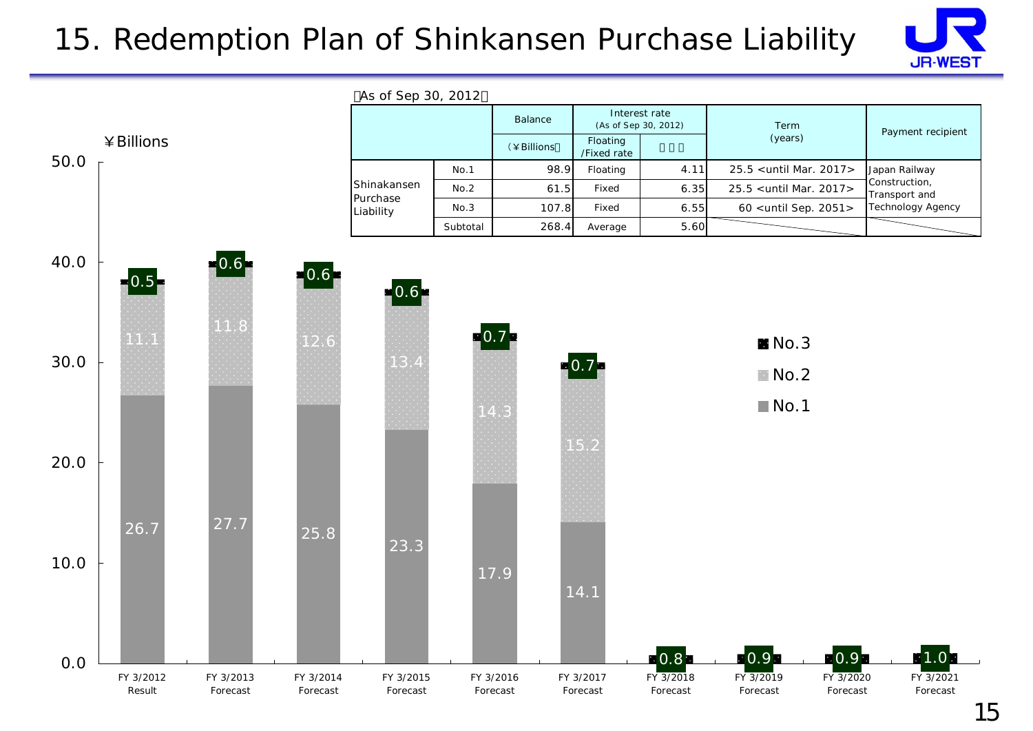# 15. Redemption Plan of Shinkansen Purchase Liability

〈As of Sep 30, 2012〉

| | | Balance | Interest rate (As of Sep 30, 2012) | | Term (years) | Payment recipient |
|---|---|---|---|---|---|---|
| | | (¥Billions) | Floating /Fixed rate | (%) | | |
| Shinkansen Purchase Liability | No.1 | 98.9 | Floating | 4.11 | 25.5 <until Mar. 2017> | Japan Railway Construction, Transport and Technology Agency |
| | No.2 | 61.5 | Fixed | 6.35 | 25.5 <until Mar. 2017> | |
| | No.3 | 107.8 | Fixed | 6.55 | 60 <until Sep. 2051> | |
| | Subtotal | 268.4 | Average | 5.60 | | |

¥Billions

50.0
40.0
30.0
20.0
10.0
0.0

No.3
No.2
No.1

FY 3/2012 Result: 26.7, 11.1, 0.5
FY 3/2013 Forecast: 27.7, 11.8, 0.6
FY 3/2014 Forecast: 25.8, 12.6, 0.6
FY 3/2015 Forecast: 23.3, 13.4, 0.6
FY 3/2016 Forecast: 17.9, 14.3, 0.7
FY 3/2017 Forecast: 14.1, 15.2, 0.7
FY 3/2018 Forecast: 0.8
FY 3/2019 Forecast: 0.9
FY 3/2020 Forecast: 0.9
FY 3/2021 Forecast: 1.0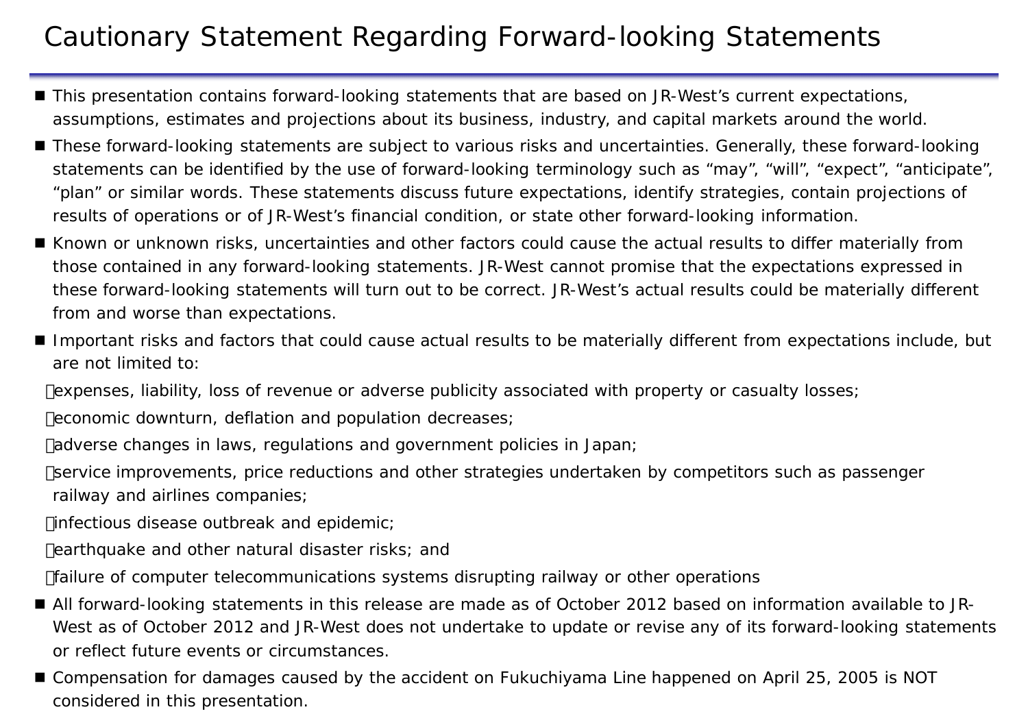# Cautionary Statement Regarding Forward-looking Statements

- This presentation contains forward-looking statements that are based on JR-West's current expectations, assumptions, estimates and projections about its business, industry, and capital markets around the world.
- These forward-looking statements are subject to various risks and uncertainties. Generally, these forward-looking statements can be identified by the use of forward-looking terminology such as "may", "will", "expect", "anticipate", "plan" or similar words. These statements discuss future expectations, identify strategies, contain projections of results of operations or of JR-West's financial condition, or state other forward-looking information.
- Known or unknown risks, uncertainties and other factors could cause the actual results to differ materially from those contained in any forward-looking statements. JR-West cannot promise that the expectations expressed in these forward-looking statements will turn out to be correct. JR-West's actual results could be materially different from and worse than expectations.
- Important risks and factors that could cause actual results to be materially different from expectations include, but are not limited to:
  - expenses, liability, loss of revenue or adverse publicity associated with property or casualty losses;
  - economic downturn, deflation and population decreases;
  - adverse changes in laws, regulations and government policies in Japan;
  - service improvements, price reductions and other strategies undertaken by competitors such as passenger railway and airlines companies;
  - infectious disease outbreak and epidemic;
  - earthquake and other natural disaster risks; and
  - failure of computer telecommunications systems disrupting railway or other operations
- All forward-looking statements in this release are made as of October 2012 based on information available to JR-West as of October 2012 and JR-West does not undertake to update or revise any of its forward-looking statements or reflect future events or circumstances.
- Compensation for damages caused by the accident on Fukuchiyama Line happened on April 25, 2005 is NOT considered in this presentation.